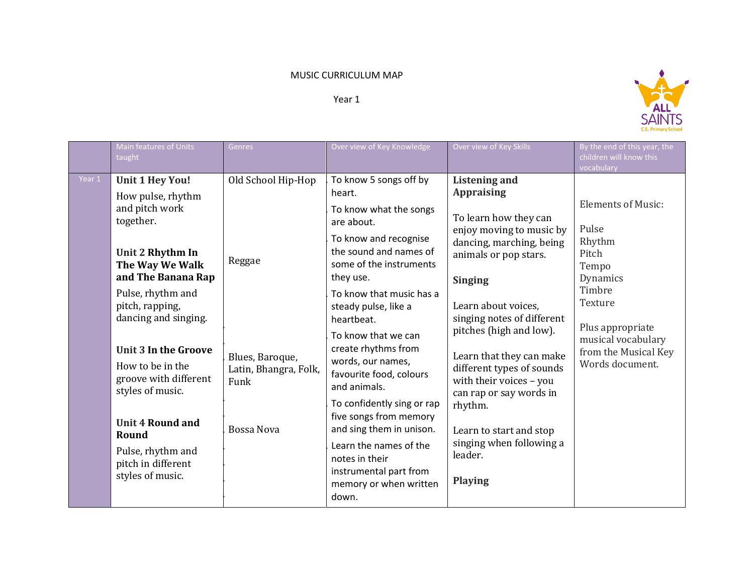MUSIC CURRICULUM MAP

Year 1

| | Main features of Units taught | Genres | Over view of Key Knowledge | Over view of Key Skills | By the end of this year, the children will know this vocabulary |
|---|---|---|---|---|---|
| Year 1 | **Unit 1 Hey You!**<br>How pulse, rhythm and pitch work together.<br><br>**Unit 2 Rhythm In The Way We Walk and The Banana Rap**<br>Pulse, rhythm and pitch, rapping, dancing and singing.<br><br>**Unit 3 In the Groove**<br>How to be in the groove with different styles of music.<br><br>**Unit 4 Round and Round**<br>Pulse, rhythm and pitch in different styles of music. | Old School Hip-Hop<br><br>Reggae<br><br>Blues, Baroque, Latin, Bhangra, Folk, Funk<br><br>Bossa Nova | To know 5 songs off by heart.<br>To know what the songs are about.<br>To know and recognise the sound and names of some of the instruments they use.<br>To know that music has a steady pulse, like a heartbeat.<br>To know that we can create rhythms from words, our names, favourite food, colours and animals.<br>To confidently sing or rap five songs from memory and sing them in unison.<br>Learn the names of the notes in their instrumental part from memory or when written down. | **Listening and Appraising**<br><br>To learn how they can enjoy moving to music by dancing, marching, being animals or pop stars.<br><br>**Singing**<br><br>Learn about voices, singing notes of different pitches (high and low).<br><br>Learn that they can make different types of sounds with their voices – you can rap or say words in rhythm.<br><br>Learn to start and stop singing when following a leader.<br><br>**Playing** | Elements of Music:<br><br>Pulse<br>Rhythm<br>Pitch<br>Tempo<br>Dynamics<br>Timbre<br>Texture<br><br>Plus appropriate musical vocabulary from the Musical Key Words document. |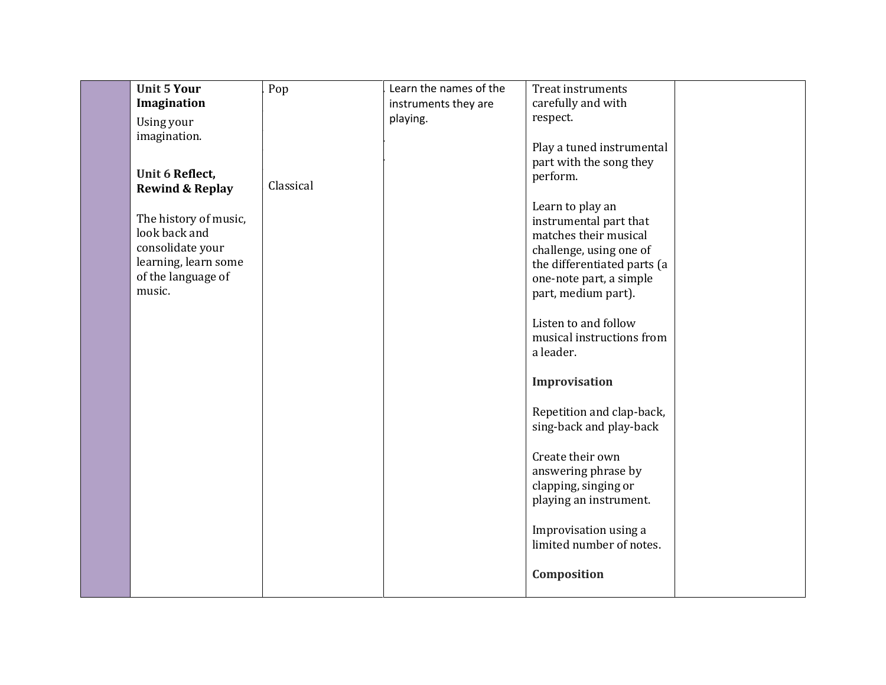| | | | | | |
|---|---|---|---|---|---|
| | **Unit 5 Your Imagination**<br><br>Using your imagination.<br><br>**Unit 6 Reflect, Rewind & Replay**<br><br>The history of music, look back and consolidate your learning, learn some of the language of music. | Pop<br><br><br><br>Classical | Learn the names of the instruments they are playing. | Treat instruments carefully and with respect.<br><br>Play a tuned instrumental part with the song they perform.<br><br>Learn to play an instrumental part that matches their musical challenge, using one of the differentiated parts (a one-note part, a simple part, medium part).<br><br>Listen to and follow musical instructions from a leader.<br><br>**Improvisation**<br><br>Repetition and clap-back, sing-back and play-back<br><br>Create their own answering phrase by clapping, singing or playing an instrument.<br><br>Improvisation using a limited number of notes.<br><br>**Composition** | |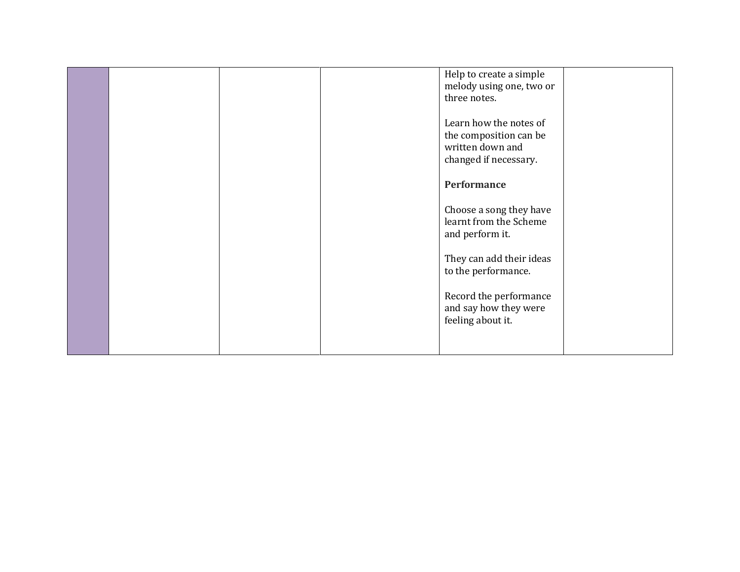| | | | | | |
|---|---|---|---|---|---|
| | | | | Help to create a simple melody using one, two or three notes.<br><br>Learn how the notes of the composition can be written down and changed if necessary.<br><br>**Performance**<br><br>Choose a song they have learnt from the Scheme and perform it.<br><br>They can add their ideas to the performance.<br><br>Record the performance and say how they were feeling about it. | |